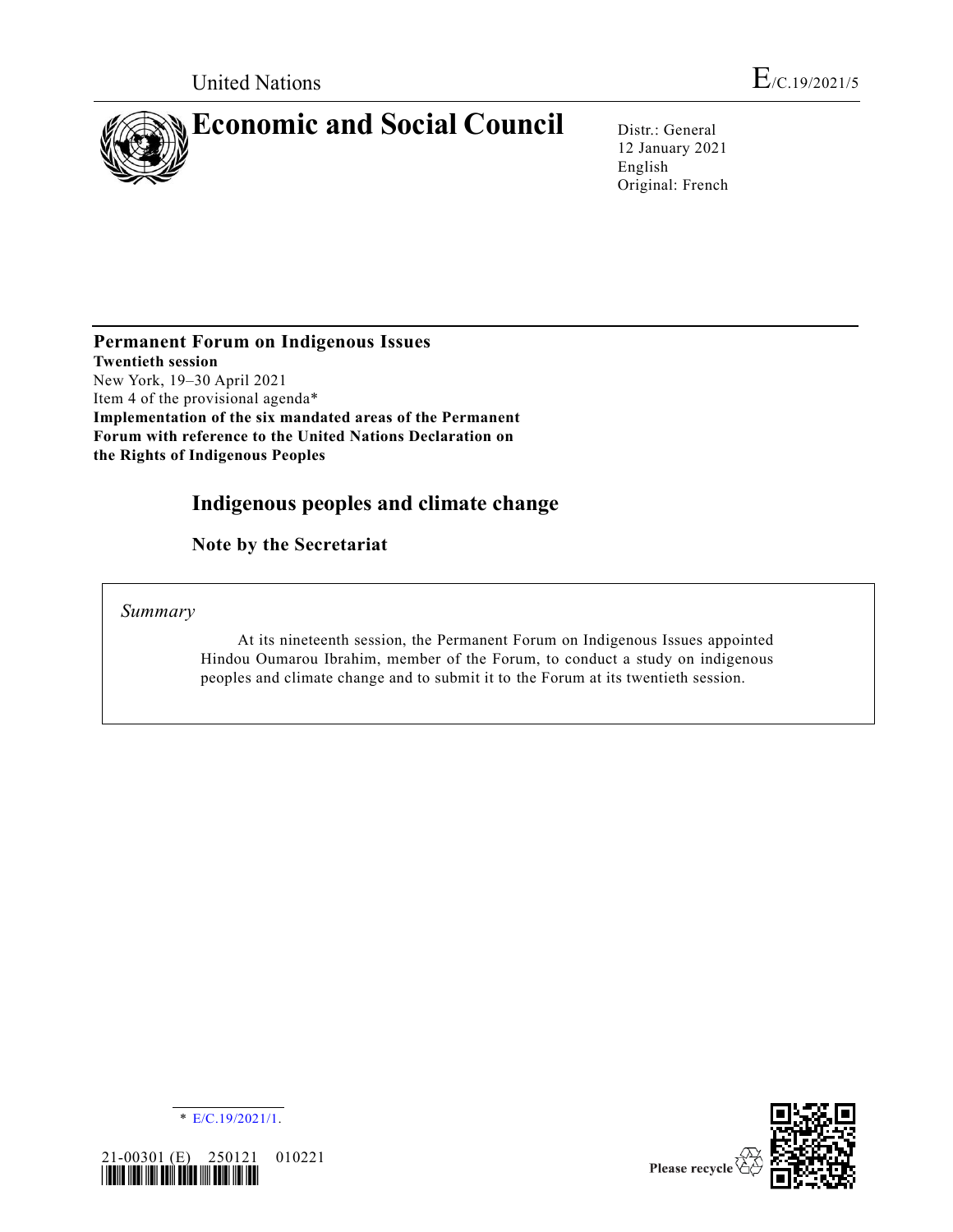United Nations

E/C.19/2021/5

# Economic and Social Council

Distr.: General
12 January 2021
English
Original: French

**Permanent Forum on Indigenous Issues**
**Twentieth session**
New York, 19–30 April 2021
Item 4 of the provisional agenda*
**Implementation of the six mandated areas of the Permanent Forum with reference to the United Nations Declaration on the Rights of Indigenous Peoples**

## Indigenous peoples and climate change

### Note by the Secretariat

*Summary*

At its nineteenth session, the Permanent Forum on Indigenous Issues appointed Hindou Oumarou Ibrahim, member of the Forum, to conduct a study on indigenous peoples and climate change and to submit it to the Forum at its twentieth session.

\* E/C.19/2021/1.

21-00301 (E) 250121 010221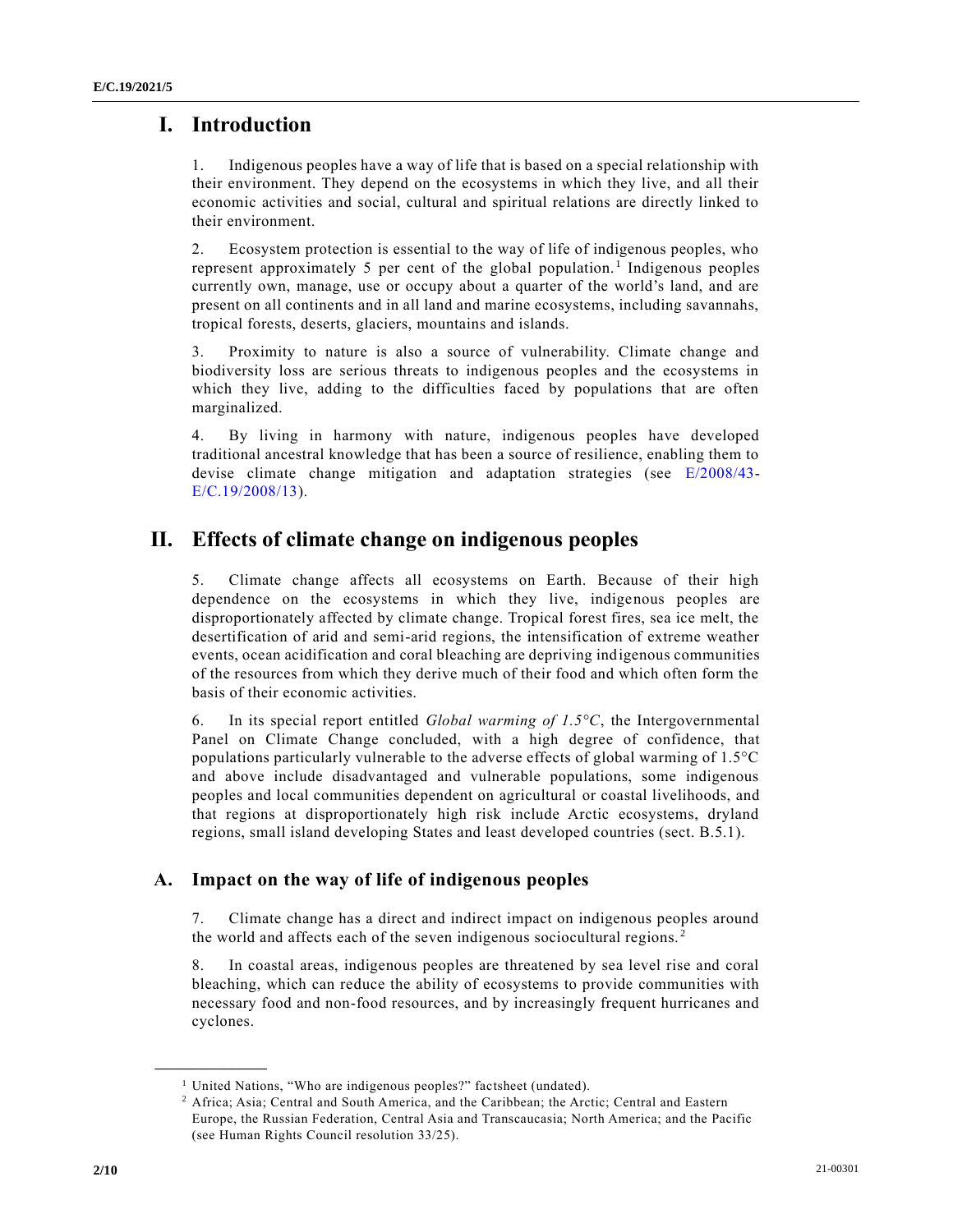# I. Introduction

1. Indigenous peoples have a way of life that is based on a special relationship with their environment. They depend on the ecosystems in which they live, and all their economic activities and social, cultural and spiritual relations are directly linked to their environment.

2. Ecosystem protection is essential to the way of life of indigenous peoples, who represent approximately 5 per cent of the global population.[1] Indigenous peoples currently own, manage, use or occupy about a quarter of the world's land, and are present on all continents and in all land and marine ecosystems, including savannahs, tropical forests, deserts, glaciers, mountains and islands.

3. Proximity to nature is also a source of vulnerability. Climate change and biodiversity loss are serious threats to indigenous peoples and the ecosystems in which they live, adding to the difficulties faced by populations that are often marginalized.

4. By living in harmony with nature, indigenous peoples have developed traditional ancestral knowledge that has been a source of resilience, enabling them to devise climate change mitigation and adaptation strategies (see E/2008/43-E/C.19/2008/13).

# II. Effects of climate change on indigenous peoples

5. Climate change affects all ecosystems on Earth. Because of their high dependence on the ecosystems in which they live, indigenous peoples are disproportionately affected by climate change. Tropical forest fires, sea ice melt, the desertification of arid and semi-arid regions, the intensification of extreme weather events, ocean acidification and coral bleaching are depriving indigenous communities of the resources from which they derive much of their food and which often form the basis of their economic activities.

6. In its special report entitled *Global warming of 1.5°C*, the Intergovernmental Panel on Climate Change concluded, with a high degree of confidence, that populations particularly vulnerable to the adverse effects of global warming of 1.5°C and above include disadvantaged and vulnerable populations, some indigenous peoples and local communities dependent on agricultural or coastal livelihoods, and that regions at disproportionately high risk include Arctic ecosystems, dryland regions, small island developing States and least developed countries (sect. B.5.1).

## A. Impact on the way of life of indigenous peoples

7. Climate change has a direct and indirect impact on indigenous peoples around the world and affects each of the seven indigenous sociocultural regions.[2]

8. In coastal areas, indigenous peoples are threatened by sea level rise and coral bleaching, which can reduce the ability of ecosystems to provide communities with necessary food and non-food resources, and by increasingly frequent hurricanes and cyclones.

---

[1] United Nations, "Who are indigenous peoples?" factsheet (undated).

[2] Africa; Asia; Central and South America, and the Caribbean; the Arctic; Central and Eastern Europe, the Russian Federation, Central Asia and Transcaucasia; North America; and the Pacific (see Human Rights Council resolution 33/25).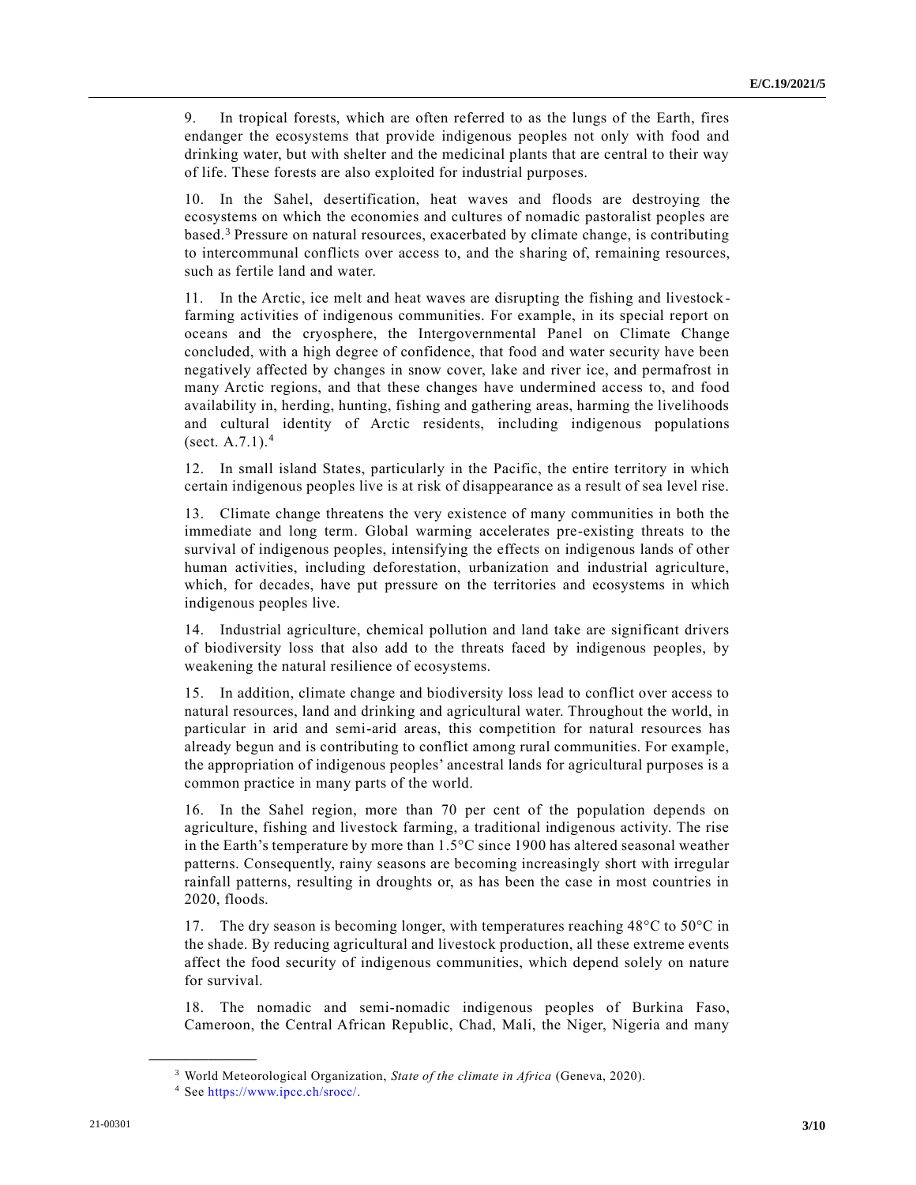9. In tropical forests, which are often referred to as the lungs of the Earth, fires endanger the ecosystems that provide indigenous peoples not only with food and drinking water, but with shelter and the medicinal plants that are central to their way of life. These forests are also exploited for industrial purposes.

10. In the Sahel, desertification, heat waves and floods are destroying the ecosystems on which the economies and cultures of nomadic pastoralist peoples are based.[3] Pressure on natural resources, exacerbated by climate change, is contributing to intercommunal conflicts over access to, and the sharing of, remaining resources, such as fertile land and water.

11. In the Arctic, ice melt and heat waves are disrupting the fishing and livestock-farming activities of indigenous communities. For example, in its special report on oceans and the cryosphere, the Intergovernmental Panel on Climate Change concluded, with a high degree of confidence, that food and water security have been negatively affected by changes in snow cover, lake and river ice, and permafrost in many Arctic regions, and that these changes have undermined access to, and food availability in, herding, hunting, fishing and gathering areas, harming the livelihoods and cultural identity of Arctic residents, including indigenous populations (sect. A.7.1).[4]

12. In small island States, particularly in the Pacific, the entire territory in which certain indigenous peoples live is at risk of disappearance as a result of sea level rise.

13. Climate change threatens the very existence of many communities in both the immediate and long term. Global warming accelerates pre-existing threats to the survival of indigenous peoples, intensifying the effects on indigenous lands of other human activities, including deforestation, urbanization and industrial agriculture, which, for decades, have put pressure on the territories and ecosystems in which indigenous peoples live.

14. Industrial agriculture, chemical pollution and land take are significant drivers of biodiversity loss that also add to the threats faced by indigenous peoples, by weakening the natural resilience of ecosystems.

15. In addition, climate change and biodiversity loss lead to conflict over access to natural resources, land and drinking and agricultural water. Throughout the world, in particular in arid and semi-arid areas, this competition for natural resources has already begun and is contributing to conflict among rural communities. For example, the appropriation of indigenous peoples' ancestral lands for agricultural purposes is a common practice in many parts of the world.

16. In the Sahel region, more than 70 per cent of the population depends on agriculture, fishing and livestock farming, a traditional indigenous activity. The rise in the Earth's temperature by more than 1.5°C since 1900 has altered seasonal weather patterns. Consequently, rainy seasons are becoming increasingly short with irregular rainfall patterns, resulting in droughts or, as has been the case in most countries in 2020, floods.

17. The dry season is becoming longer, with temperatures reaching 48°C to 50°C in the shade. By reducing agricultural and livestock production, all these extreme events affect the food security of indigenous communities, which depend solely on nature for survival.

18. The nomadic and semi-nomadic indigenous peoples of Burkina Faso, Cameroon, the Central African Republic, Chad, Mali, the Niger, Nigeria and many

---

[3] World Meteorological Organization, *State of the climate in Africa* (Geneva, 2020).

[4] See https://www.ipcc.ch/srocc/.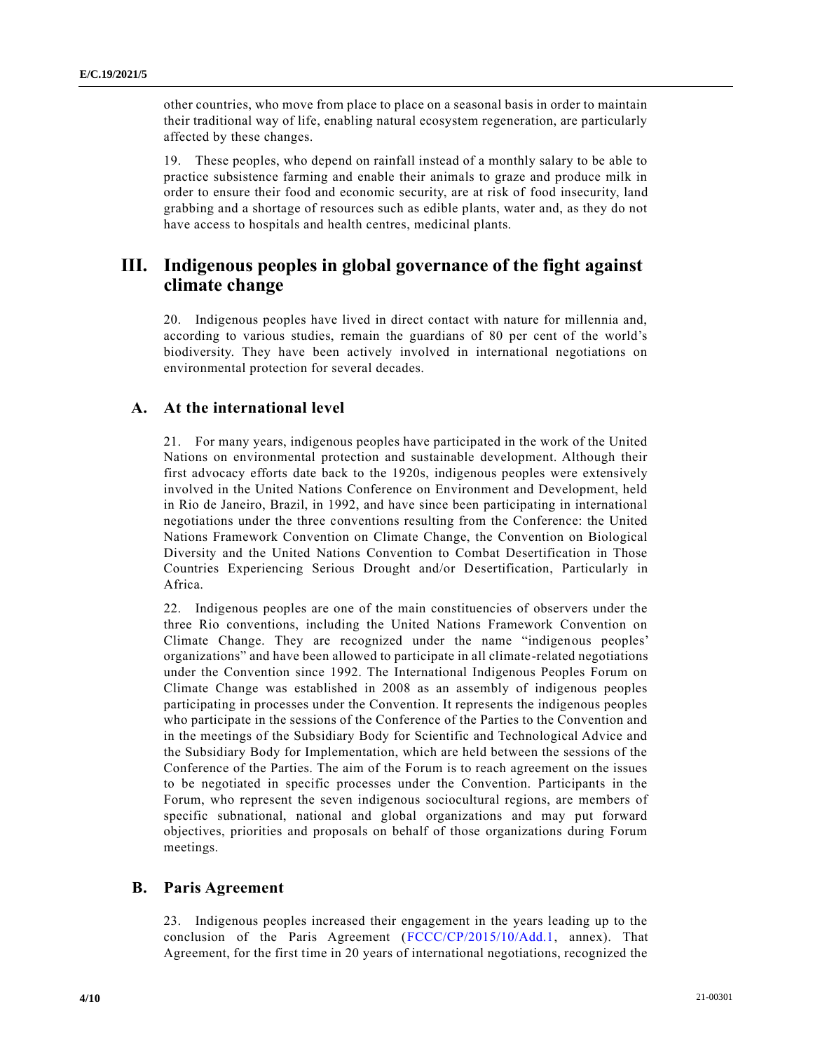other countries, who move from place to place on a seasonal basis in order to maintain their traditional way of life, enabling natural ecosystem regeneration, are particularly affected by these changes.

19. These peoples, who depend on rainfall instead of a monthly salary to be able to practice subsistence farming and enable their animals to graze and produce milk in order to ensure their food and economic security, are at risk of food insecurity, land grabbing and a shortage of resources such as edible plants, water and, as they do not have access to hospitals and health centres, medicinal plants.

## III. Indigenous peoples in global governance of the fight against climate change

20. Indigenous peoples have lived in direct contact with nature for millennia and, according to various studies, remain the guardians of 80 per cent of the world's biodiversity. They have been actively involved in international negotiations on environmental protection for several decades.

### A. At the international level

21. For many years, indigenous peoples have participated in the work of the United Nations on environmental protection and sustainable development. Although their first advocacy efforts date back to the 1920s, indigenous peoples were extensively involved in the United Nations Conference on Environment and Development, held in Rio de Janeiro, Brazil, in 1992, and have since been participating in international negotiations under the three conventions resulting from the Conference: the United Nations Framework Convention on Climate Change, the Convention on Biological Diversity and the United Nations Convention to Combat Desertification in Those Countries Experiencing Serious Drought and/or Desertification, Particularly in Africa.

22. Indigenous peoples are one of the main constituencies of observers under the three Rio conventions, including the United Nations Framework Convention on Climate Change. They are recognized under the name "indigenous peoples' organizations" and have been allowed to participate in all climate-related negotiations under the Convention since 1992. The International Indigenous Peoples Forum on Climate Change was established in 2008 as an assembly of indigenous peoples participating in processes under the Convention. It represents the indigenous peoples who participate in the sessions of the Conference of the Parties to the Convention and in the meetings of the Subsidiary Body for Scientific and Technological Advice and the Subsidiary Body for Implementation, which are held between the sessions of the Conference of the Parties. The aim of the Forum is to reach agreement on the issues to be negotiated in specific processes under the Convention. Participants in the Forum, who represent the seven indigenous sociocultural regions, are members of specific subnational, national and global organizations and may put forward objectives, priorities and proposals on behalf of those organizations during Forum meetings.

### B. Paris Agreement

23. Indigenous peoples increased their engagement in the years leading up to the conclusion of the Paris Agreement (FCCC/CP/2015/10/Add.1, annex). That Agreement, for the first time in 20 years of international negotiations, recognized the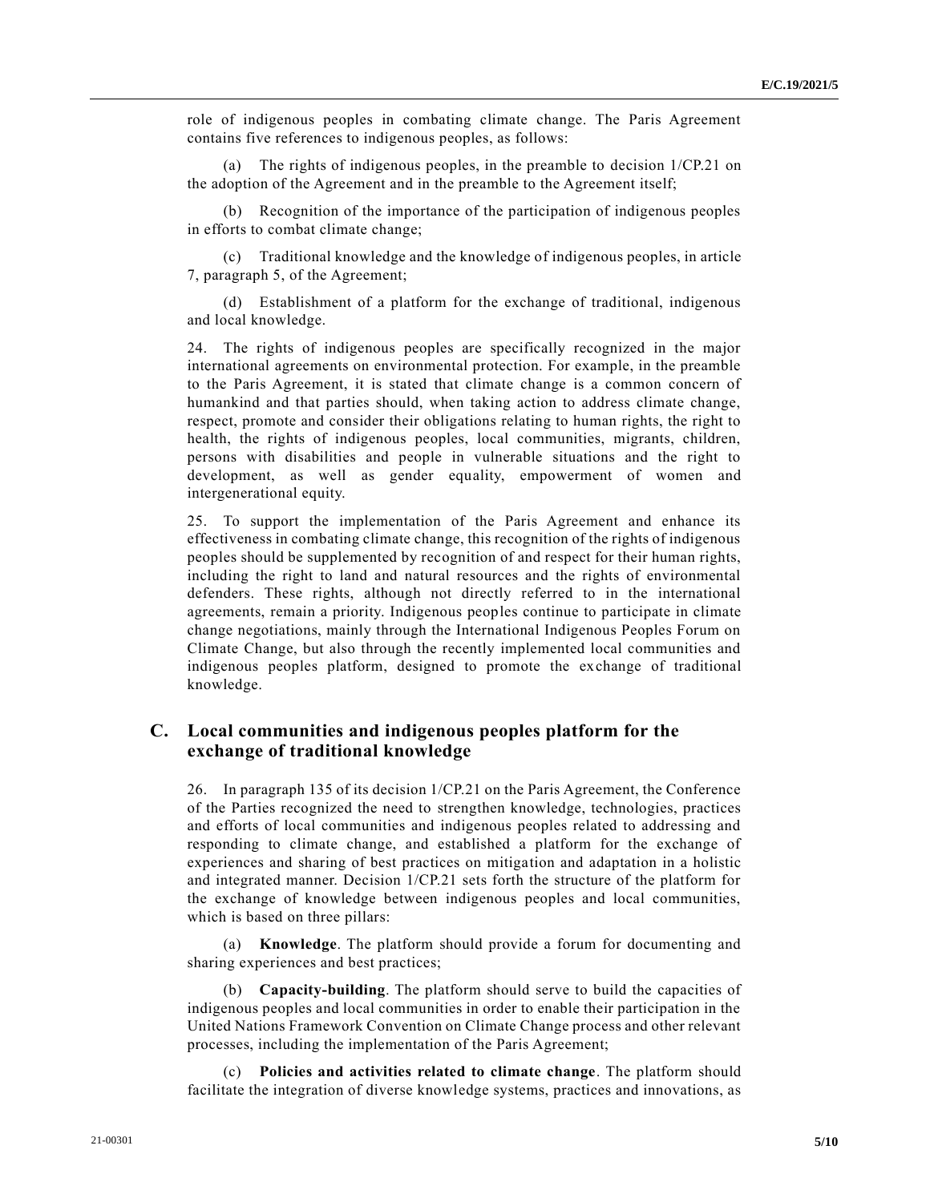role of indigenous peoples in combating climate change. The Paris Agreement contains five references to indigenous peoples, as follows:

(a) The rights of indigenous peoples, in the preamble to decision 1/CP.21 on the adoption of the Agreement and in the preamble to the Agreement itself;

(b) Recognition of the importance of the participation of indigenous peoples in efforts to combat climate change;

(c) Traditional knowledge and the knowledge of indigenous peoples, in article 7, paragraph 5, of the Agreement;

(d) Establishment of a platform for the exchange of traditional, indigenous and local knowledge.

24. The rights of indigenous peoples are specifically recognized in the major international agreements on environmental protection. For example, in the preamble to the Paris Agreement, it is stated that climate change is a common concern of humankind and that parties should, when taking action to address climate change, respect, promote and consider their obligations relating to human rights, the right to health, the rights of indigenous peoples, local communities, migrants, children, persons with disabilities and people in vulnerable situations and the right to development, as well as gender equality, empowerment of women and intergenerational equity.

25. To support the implementation of the Paris Agreement and enhance its effectiveness in combating climate change, this recognition of the rights of indigenous peoples should be supplemented by recognition of and respect for their human rights, including the right to land and natural resources and the rights of environmental defenders. These rights, although not directly referred to in the international agreements, remain a priority. Indigenous peoples continue to participate in climate change negotiations, mainly through the International Indigenous Peoples Forum on Climate Change, but also through the recently implemented local communities and indigenous peoples platform, designed to promote the exchange of traditional knowledge.

## C. Local communities and indigenous peoples platform for the exchange of traditional knowledge

26. In paragraph 135 of its decision 1/CP.21 on the Paris Agreement, the Conference of the Parties recognized the need to strengthen knowledge, technologies, practices and efforts of local communities and indigenous peoples related to addressing and responding to climate change, and established a platform for the exchange of experiences and sharing of best practices on mitigation and adaptation in a holistic and integrated manner. Decision 1/CP.21 sets forth the structure of the platform for the exchange of knowledge between indigenous peoples and local communities, which is based on three pillars:

(a) **Knowledge**. The platform should provide a forum for documenting and sharing experiences and best practices;

(b) **Capacity-building**. The platform should serve to build the capacities of indigenous peoples and local communities in order to enable their participation in the United Nations Framework Convention on Climate Change process and other relevant processes, including the implementation of the Paris Agreement;

(c) **Policies and activities related to climate change**. The platform should facilitate the integration of diverse knowledge systems, practices and innovations, as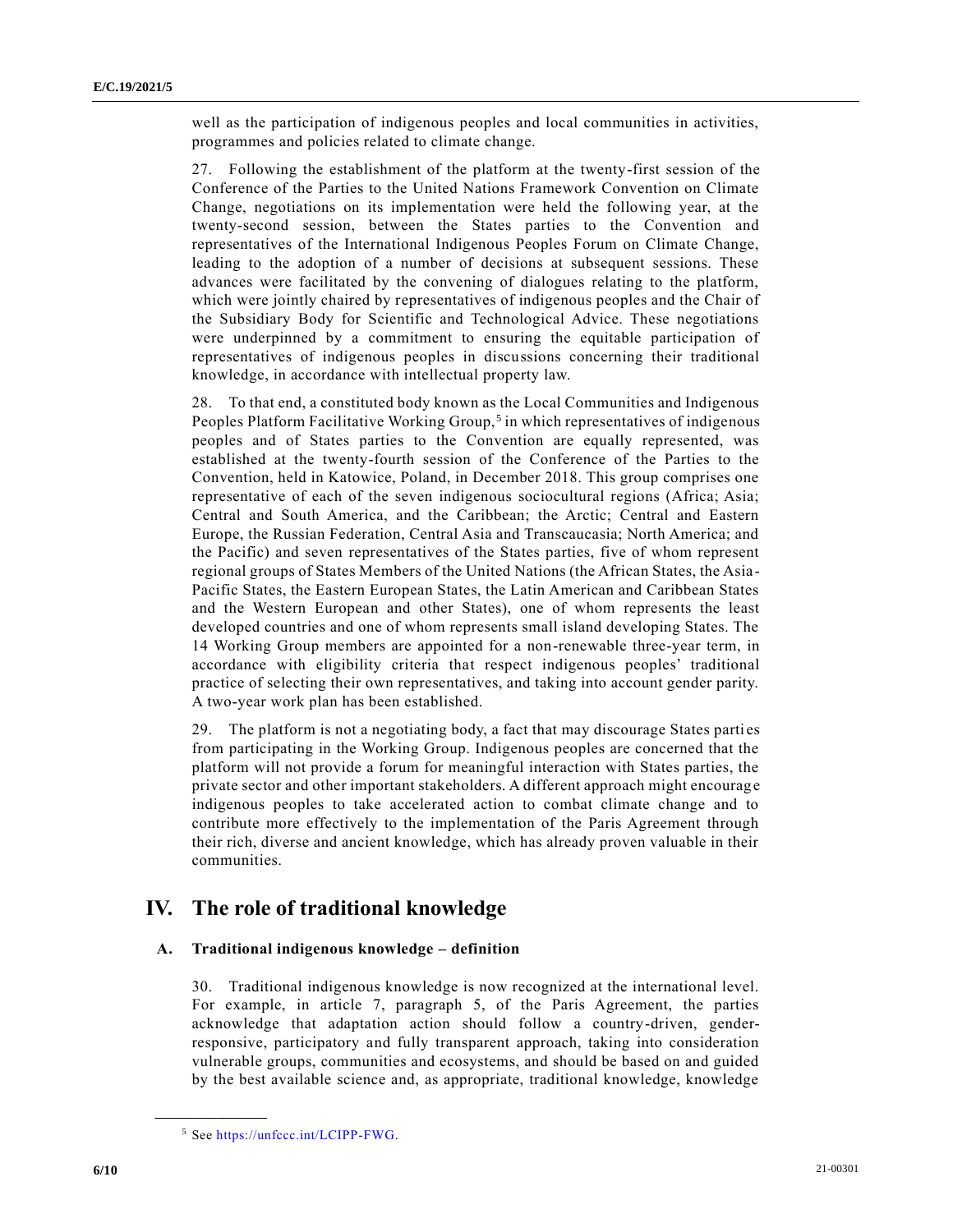well as the participation of indigenous peoples and local communities in activities, programmes and policies related to climate change.

27. Following the establishment of the platform at the twenty-first session of the Conference of the Parties to the United Nations Framework Convention on Climate Change, negotiations on its implementation were held the following year, at the twenty-second session, between the States parties to the Convention and representatives of the International Indigenous Peoples Forum on Climate Change, leading to the adoption of a number of decisions at subsequent sessions. These advances were facilitated by the convening of dialogues relating to the platform, which were jointly chaired by representatives of indigenous peoples and the Chair of the Subsidiary Body for Scientific and Technological Advice. These negotiations were underpinned by a commitment to ensuring the equitable participation of representatives of indigenous peoples in discussions concerning their traditional knowledge, in accordance with intellectual property law.

28. To that end, a constituted body known as the Local Communities and Indigenous Peoples Platform Facilitative Working Group,[5] in which representatives of indigenous peoples and of States parties to the Convention are equally represented, was established at the twenty-fourth session of the Conference of the Parties to the Convention, held in Katowice, Poland, in December 2018. This group comprises one representative of each of the seven indigenous sociocultural regions (Africa; Asia; Central and South America, and the Caribbean; the Arctic; Central and Eastern Europe, the Russian Federation, Central Asia and Transcaucasia; North America; and the Pacific) and seven representatives of the States parties, five of whom represent regional groups of States Members of the United Nations (the African States, the Asia-Pacific States, the Eastern European States, the Latin American and Caribbean States and the Western European and other States), one of whom represents the least developed countries and one of whom represents small island developing States. The 14 Working Group members are appointed for a non-renewable three-year term, in accordance with eligibility criteria that respect indigenous peoples' traditional practice of selecting their own representatives, and taking into account gender parity. A two-year work plan has been established.

29. The platform is not a negotiating body, a fact that may discourage States parties from participating in the Working Group. Indigenous peoples are concerned that the platform will not provide a forum for meaningful interaction with States parties, the private sector and other important stakeholders. A different approach might encourage indigenous peoples to take accelerated action to combat climate change and to contribute more effectively to the implementation of the Paris Agreement through their rich, diverse and ancient knowledge, which has already proven valuable in their communities.

# IV. The role of traditional knowledge

## A. Traditional indigenous knowledge – definition

30. Traditional indigenous knowledge is now recognized at the international level. For example, in article 7, paragraph 5, of the Paris Agreement, the parties acknowledge that adaptation action should follow a country-driven, gender-responsive, participatory and fully transparent approach, taking into consideration vulnerable groups, communities and ecosystems, and should be based on and guided by the best available science and, as appropriate, traditional knowledge, knowledge

[5] See https://unfccc.int/LCIPP-FWG.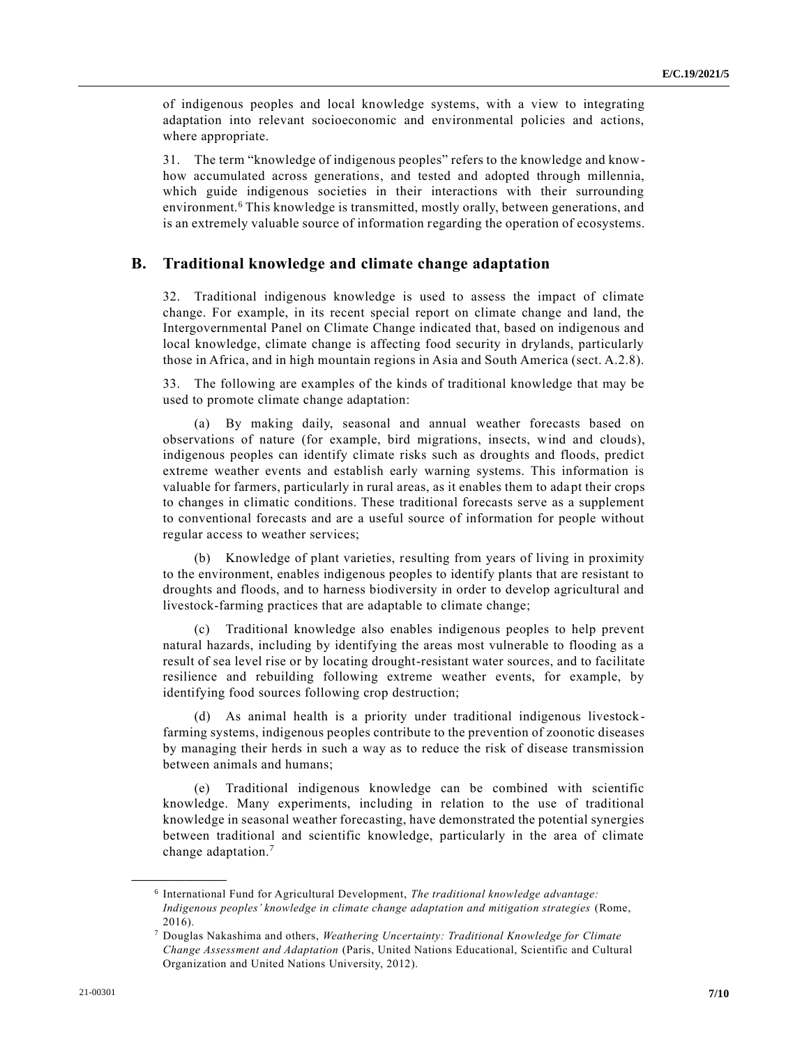of indigenous peoples and local knowledge systems, with a view to integrating adaptation into relevant socioeconomic and environmental policies and actions, where appropriate.

31. The term "knowledge of indigenous peoples" refers to the knowledge and know-how accumulated across generations, and tested and adopted through millennia, which guide indigenous societies in their interactions with their surrounding environment.[6] This knowledge is transmitted, mostly orally, between generations, and is an extremely valuable source of information regarding the operation of ecosystems.

## B. Traditional knowledge and climate change adaptation

32. Traditional indigenous knowledge is used to assess the impact of climate change. For example, in its recent special report on climate change and land, the Intergovernmental Panel on Climate Change indicated that, based on indigenous and local knowledge, climate change is affecting food security in drylands, particularly those in Africa, and in high mountain regions in Asia and South America (sect. A.2.8).

33. The following are examples of the kinds of traditional knowledge that may be used to promote climate change adaptation:

(a) By making daily, seasonal and annual weather forecasts based on observations of nature (for example, bird migrations, insects, wind and clouds), indigenous peoples can identify climate risks such as droughts and floods, predict extreme weather events and establish early warning systems. This information is valuable for farmers, particularly in rural areas, as it enables them to adapt their crops to changes in climatic conditions. These traditional forecasts serve as a supplement to conventional forecasts and are a useful source of information for people without regular access to weather services;

(b) Knowledge of plant varieties, resulting from years of living in proximity to the environment, enables indigenous peoples to identify plants that are resistant to droughts and floods, and to harness biodiversity in order to develop agricultural and livestock-farming practices that are adaptable to climate change;

(c) Traditional knowledge also enables indigenous peoples to help prevent natural hazards, including by identifying the areas most vulnerable to flooding as a result of sea level rise or by locating drought-resistant water sources, and to facilitate resilience and rebuilding following extreme weather events, for example, by identifying food sources following crop destruction;

(d) As animal health is a priority under traditional indigenous livestock-farming systems, indigenous peoples contribute to the prevention of zoonotic diseases by managing their herds in such a way as to reduce the risk of disease transmission between animals and humans;

(e) Traditional indigenous knowledge can be combined with scientific knowledge. Many experiments, including in relation to the use of traditional knowledge in seasonal weather forecasting, have demonstrated the potential synergies between traditional and scientific knowledge, particularly in the area of climate change adaptation.[7]

---

[6] International Fund for Agricultural Development, *The traditional knowledge advantage: Indigenous peoples' knowledge in climate change adaptation and mitigation strategies* (Rome, 2016).

[7] Douglas Nakashima and others, *Weathering Uncertainty: Traditional Knowledge for Climate Change Assessment and Adaptation* (Paris, United Nations Educational, Scientific and Cultural Organization and United Nations University, 2012).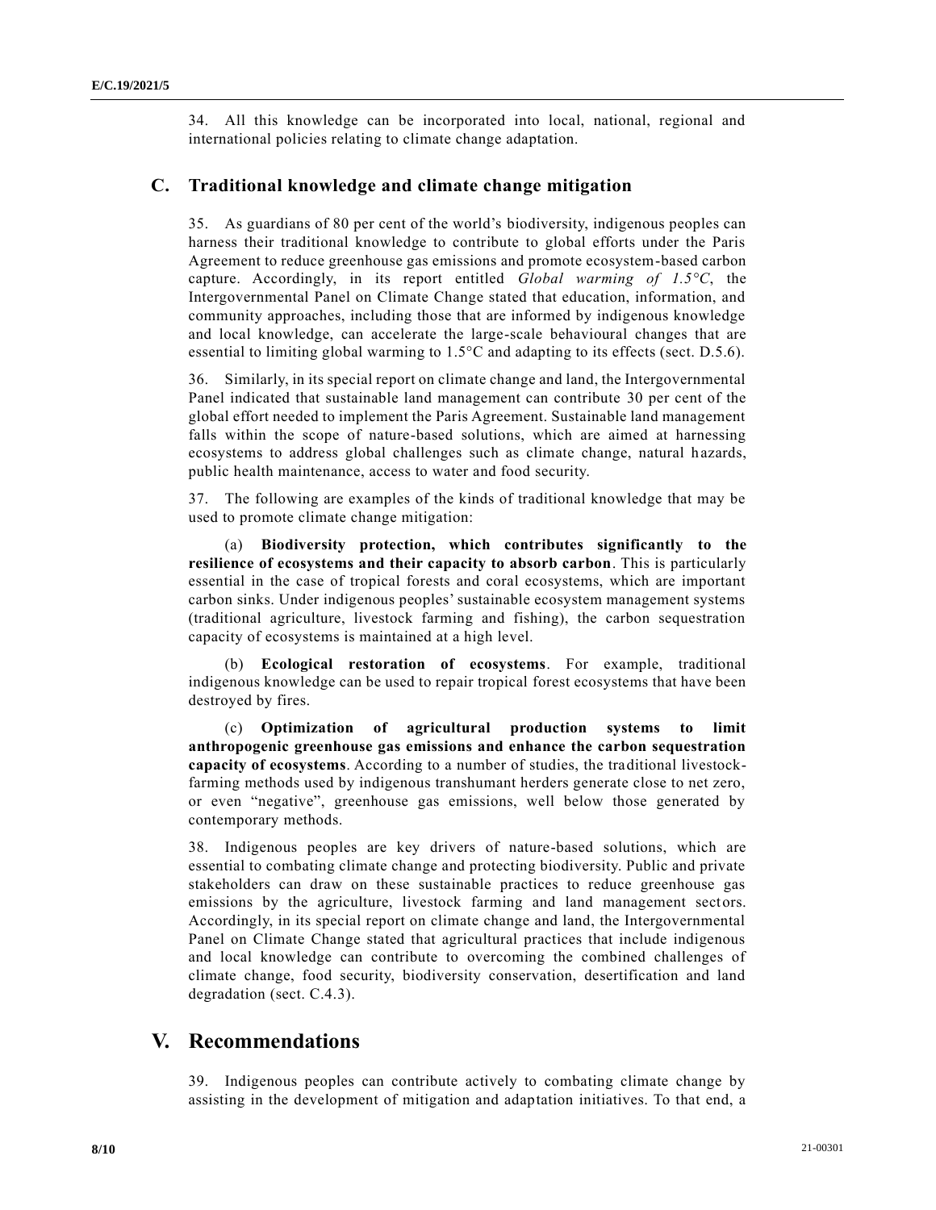34. All this knowledge can be incorporated into local, national, regional and international policies relating to climate change adaptation.

## C. Traditional knowledge and climate change mitigation

35. As guardians of 80 per cent of the world's biodiversity, indigenous peoples can harness their traditional knowledge to contribute to global efforts under the Paris Agreement to reduce greenhouse gas emissions and promote ecosystem-based carbon capture. Accordingly, in its report entitled *Global warming of 1.5°C*, the Intergovernmental Panel on Climate Change stated that education, information, and community approaches, including those that are informed by indigenous knowledge and local knowledge, can accelerate the large-scale behavioural changes that are essential to limiting global warming to 1.5°C and adapting to its effects (sect. D.5.6).

36. Similarly, in its special report on climate change and land, the Intergovernmental Panel indicated that sustainable land management can contribute 30 per cent of the global effort needed to implement the Paris Agreement. Sustainable land management falls within the scope of nature-based solutions, which are aimed at harnessing ecosystems to address global challenges such as climate change, natural hazards, public health maintenance, access to water and food security.

37. The following are examples of the kinds of traditional knowledge that may be used to promote climate change mitigation:

(a) **Biodiversity protection, which contributes significantly to the resilience of ecosystems and their capacity to absorb carbon**. This is particularly essential in the case of tropical forests and coral ecosystems, which are important carbon sinks. Under indigenous peoples' sustainable ecosystem management systems (traditional agriculture, livestock farming and fishing), the carbon sequestration capacity of ecosystems is maintained at a high level.

(b) **Ecological restoration of ecosystems**. For example, traditional indigenous knowledge can be used to repair tropical forest ecosystems that have been destroyed by fires.

(c) **Optimization of agricultural production systems to limit anthropogenic greenhouse gas emissions and enhance the carbon sequestration capacity of ecosystems**. According to a number of studies, the traditional livestock-farming methods used by indigenous transhumant herders generate close to net zero, or even "negative", greenhouse gas emissions, well below those generated by contemporary methods.

38. Indigenous peoples are key drivers of nature-based solutions, which are essential to combating climate change and protecting biodiversity. Public and private stakeholders can draw on these sustainable practices to reduce greenhouse gas emissions by the agriculture, livestock farming and land management sectors. Accordingly, in its special report on climate change and land, the Intergovernmental Panel on Climate Change stated that agricultural practices that include indigenous and local knowledge can contribute to overcoming the combined challenges of climate change, food security, biodiversity conservation, desertification and land degradation (sect. C.4.3).

# V. Recommendations

39. Indigenous peoples can contribute actively to combating climate change by assisting in the development of mitigation and adaptation initiatives. To that end, a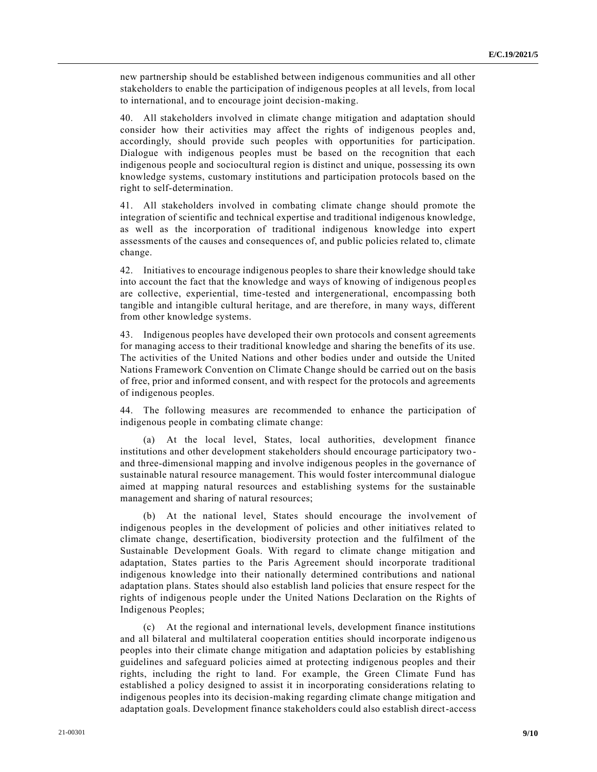new partnership should be established between indigenous communities and all other stakeholders to enable the participation of indigenous peoples at all levels, from local to international, and to encourage joint decision-making.

40. All stakeholders involved in climate change mitigation and adaptation should consider how their activities may affect the rights of indigenous peoples and, accordingly, should provide such peoples with opportunities for participation. Dialogue with indigenous peoples must be based on the recognition that each indigenous people and sociocultural region is distinct and unique, possessing its own knowledge systems, customary institutions and participation protocols based on the right to self-determination.

41. All stakeholders involved in combating climate change should promote the integration of scientific and technical expertise and traditional indigenous knowledge, as well as the incorporation of traditional indigenous knowledge into expert assessments of the causes and consequences of, and public policies related to, climate change.

42. Initiatives to encourage indigenous peoples to share their knowledge should take into account the fact that the knowledge and ways of knowing of indigenous peoples are collective, experiential, time-tested and intergenerational, encompassing both tangible and intangible cultural heritage, and are therefore, in many ways, different from other knowledge systems.

43. Indigenous peoples have developed their own protocols and consent agreements for managing access to their traditional knowledge and sharing the benefits of its use. The activities of the United Nations and other bodies under and outside the United Nations Framework Convention on Climate Change should be carried out on the basis of free, prior and informed consent, and with respect for the protocols and agreements of indigenous peoples.

44. The following measures are recommended to enhance the participation of indigenous people in combating climate change:

(a) At the local level, States, local authorities, development finance institutions and other development stakeholders should encourage participatory two- and three-dimensional mapping and involve indigenous peoples in the governance of sustainable natural resource management. This would foster intercommunal dialogue aimed at mapping natural resources and establishing systems for the sustainable management and sharing of natural resources;

(b) At the national level, States should encourage the involvement of indigenous peoples in the development of policies and other initiatives related to climate change, desertification, biodiversity protection and the fulfilment of the Sustainable Development Goals. With regard to climate change mitigation and adaptation, States parties to the Paris Agreement should incorporate traditional indigenous knowledge into their nationally determined contributions and national adaptation plans. States should also establish land policies that ensure respect for the rights of indigenous people under the United Nations Declaration on the Rights of Indigenous Peoples;

(c) At the regional and international levels, development finance institutions and all bilateral and multilateral cooperation entities should incorporate indigenous peoples into their climate change mitigation and adaptation policies by establishing guidelines and safeguard policies aimed at protecting indigenous peoples and their rights, including the right to land. For example, the Green Climate Fund has established a policy designed to assist it in incorporating considerations relating to indigenous peoples into its decision-making regarding climate change mitigation and adaptation goals. Development finance stakeholders could also establish direct-access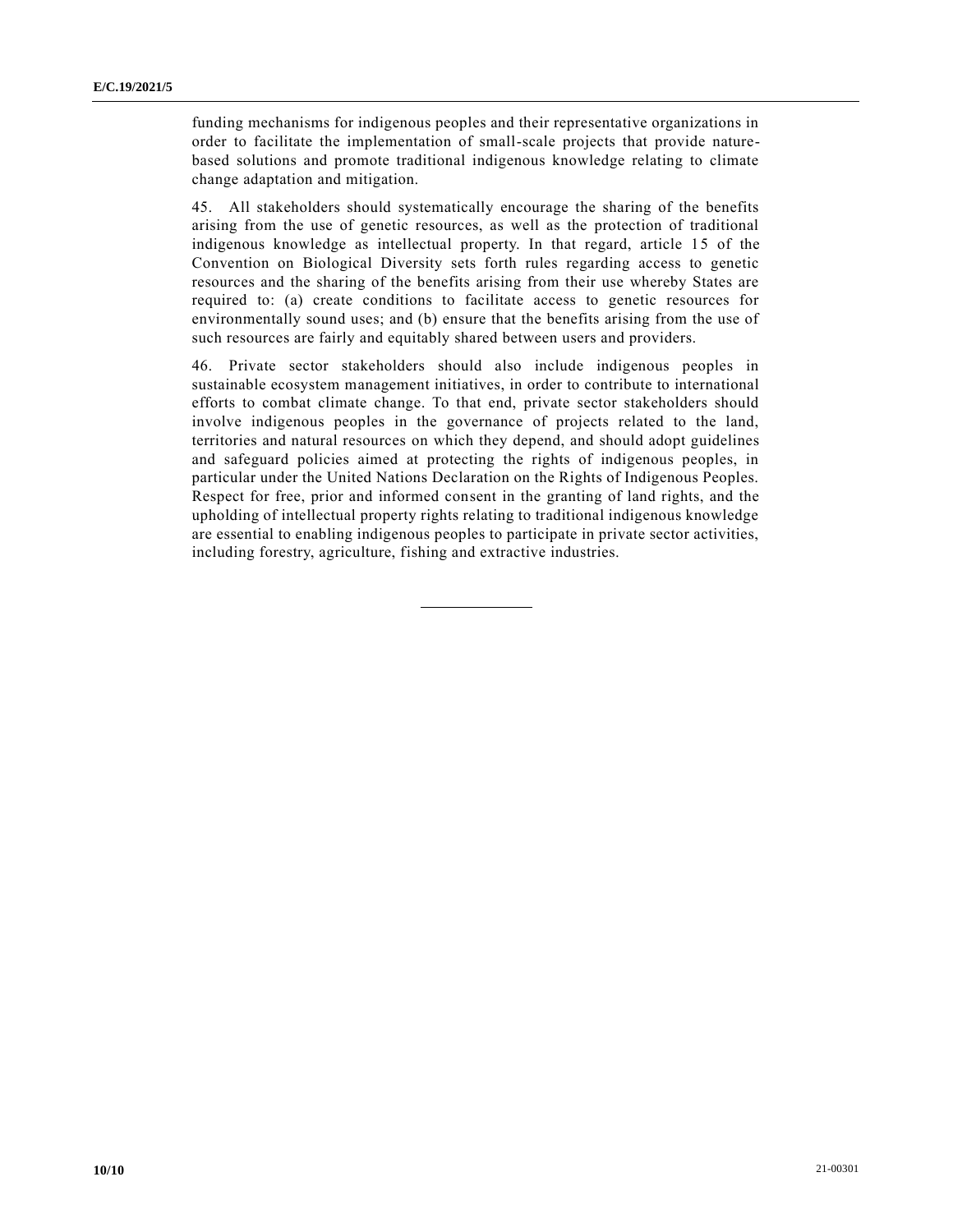funding mechanisms for indigenous peoples and their representative organizations in order to facilitate the implementation of small-scale projects that provide nature-based solutions and promote traditional indigenous knowledge relating to climate change adaptation and mitigation.

45. All stakeholders should systematically encourage the sharing of the benefits arising from the use of genetic resources, as well as the protection of traditional indigenous knowledge as intellectual property. In that regard, article 15 of the Convention on Biological Diversity sets forth rules regarding access to genetic resources and the sharing of the benefits arising from their use whereby States are required to: (a) create conditions to facilitate access to genetic resources for environmentally sound uses; and (b) ensure that the benefits arising from the use of such resources are fairly and equitably shared between users and providers.

46. Private sector stakeholders should also include indigenous peoples in sustainable ecosystem management initiatives, in order to contribute to international efforts to combat climate change. To that end, private sector stakeholders should involve indigenous peoples in the governance of projects related to the land, territories and natural resources on which they depend, and should adopt guidelines and safeguard policies aimed at protecting the rights of indigenous peoples, in particular under the United Nations Declaration on the Rights of Indigenous Peoples. Respect for free, prior and informed consent in the granting of land rights, and the upholding of intellectual property rights relating to traditional indigenous knowledge are essential to enabling indigenous peoples to participate in private sector activities, including forestry, agriculture, fishing and extractive industries.